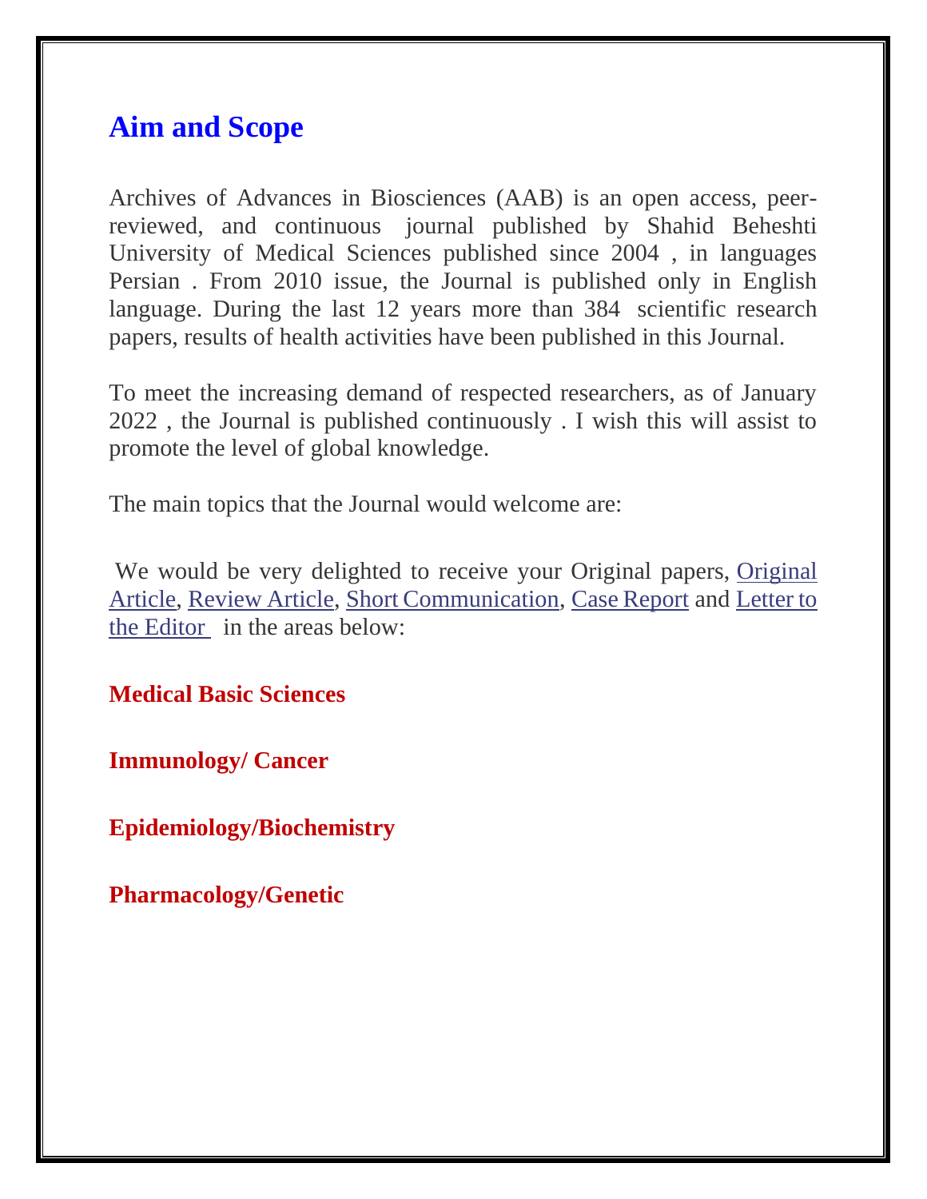## Aim and Scope

Archives of Advances in Biosciences (AAB) is an open access, peer-reviewed, and continuous journal published by Shahid Beheshti University of Medical Sciences published since 2004 , in languages Persian . From 2010 issue, the Journal is published only in English language. During the last 12 years more than 384 scientific research papers, results of health activities have been published in this Journal.

To meet the increasing demand of respected researchers, as of January 2022 , the Journal is published continuously . I wish this will assist to promote the level of global knowledge.

The main topics that the Journal would welcome are:

We would be very delighted to receive your Original papers, Original Article, Review Article, Short Communication, Case Report and Letter to the Editor in the areas below:

**Medical Basic Sciences**

**Immunology/ Cancer**

**Epidemiology/Biochemistry**

**Pharmacology/Genetic**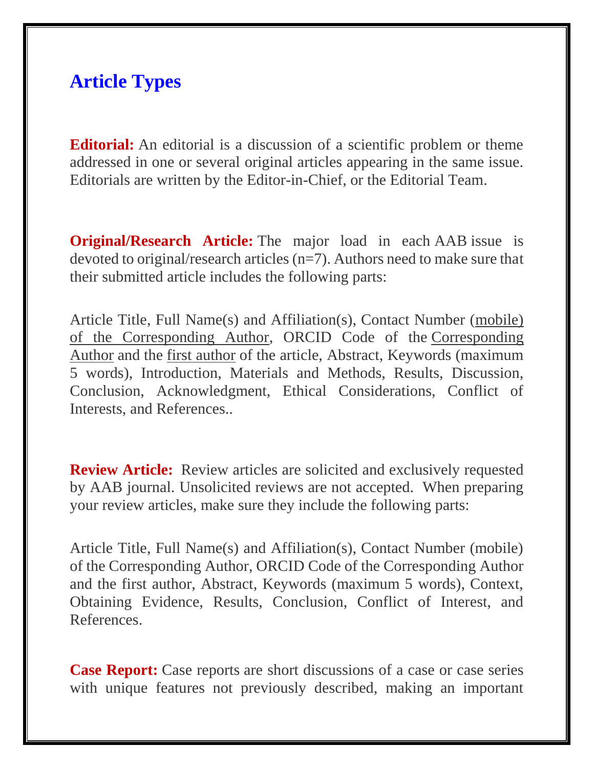## Article Types

**Editorial:** An editorial is a discussion of a scientific problem or theme addressed in one or several original articles appearing in the same issue. Editorials are written by the Editor-in-Chief, or the Editorial Team.

**Original/Research Article:** The major load in each AAB issue is devoted to original/research articles (n=7). Authors need to make sure that their submitted article includes the following parts:

Article Title, Full Name(s) and Affiliation(s), Contact Number (mobile) of the Corresponding Author, ORCID Code of the Corresponding Author and the first author of the article, Abstract, Keywords (maximum 5 words), Introduction, Materials and Methods, Results, Discussion, Conclusion, Acknowledgment, Ethical Considerations, Conflict of Interests, and References..

**Review Article:** Review articles are solicited and exclusively requested by AAB journal. Unsolicited reviews are not accepted. When preparing your review articles, make sure they include the following parts:

Article Title, Full Name(s) and Affiliation(s), Contact Number (mobile) of the Corresponding Author, ORCID Code of the Corresponding Author and the first author, Abstract, Keywords (maximum 5 words), Context, Obtaining Evidence, Results, Conclusion, Conflict of Interest, and References.

**Case Report:** Case reports are short discussions of a case or case series with unique features not previously described, making an important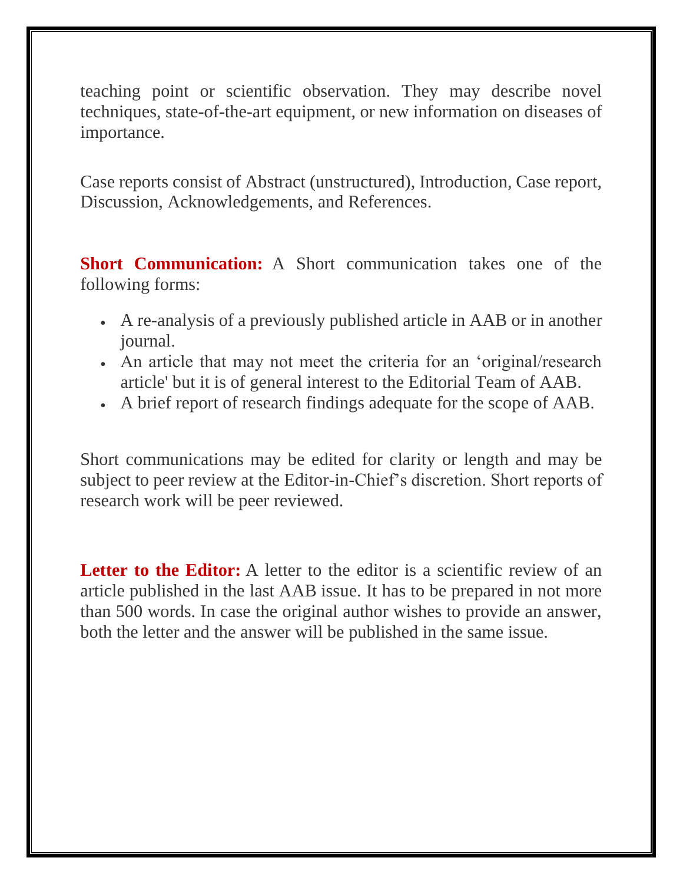teaching point or scientific observation. They may describe novel techniques, state-of-the-art equipment, or new information on diseases of importance.

Case reports consist of Abstract (unstructured), Introduction, Case report, Discussion, Acknowledgements, and References.

**Short Communication:** A Short communication takes one of the following forms:

- A re-analysis of a previously published article in AAB or in another journal.
- An article that may not meet the criteria for an 'original/research article' but it is of general interest to the Editorial Team of AAB.
- A brief report of research findings adequate for the scope of AAB.

Short communications may be edited for clarity or length and may be subject to peer review at the Editor-in-Chief's discretion. Short reports of research work will be peer reviewed.

**Letter to the Editor:** A letter to the editor is a scientific review of an article published in the last AAB issue. It has to be prepared in not more than 500 words. In case the original author wishes to provide an answer, both the letter and the answer will be published in the same issue.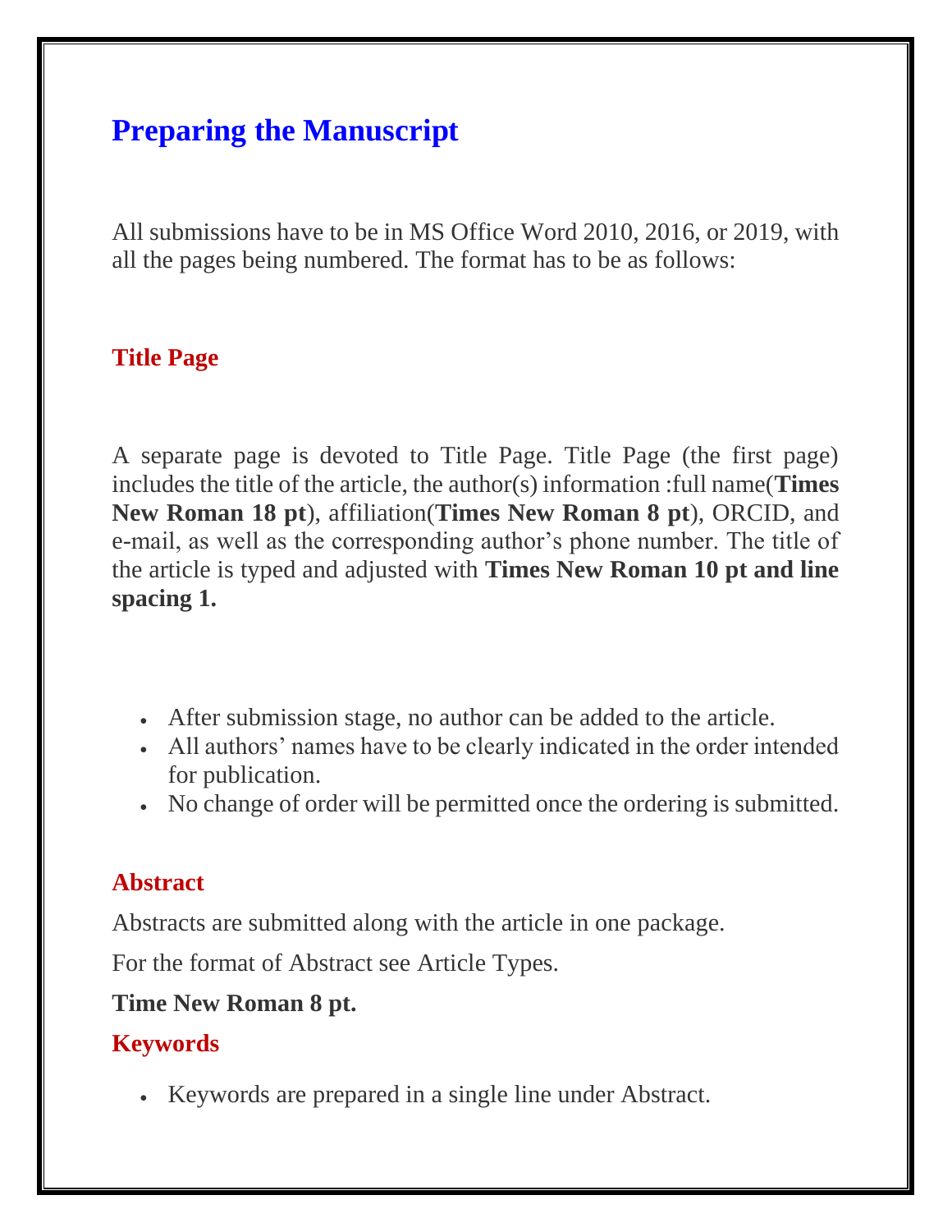# Preparing the Manuscript

All submissions have to be in MS Office Word 2010, 2016, or 2019, with all the pages being numbered. The format has to be as follows:

## Title Page

A separate page is devoted to Title Page. Title Page (the first page) includes the title of the article, the author(s) information :full name(**Times New Roman 18 pt**), affiliation(**Times New Roman 8 pt**), ORCID, and e-mail, as well as the corresponding author's phone number. The title of the article is typed and adjusted with **Times New Roman 10 pt and line spacing 1.**

- After submission stage, no author can be added to the article.
- All authors' names have to be clearly indicated in the order intended for publication.
- No change of order will be permitted once the ordering is submitted.

## Abstract

Abstracts are submitted along with the article in one package.

For the format of Abstract see Article Types.

**Time New Roman 8 pt.**

## Keywords

- Keywords are prepared in a single line under Abstract.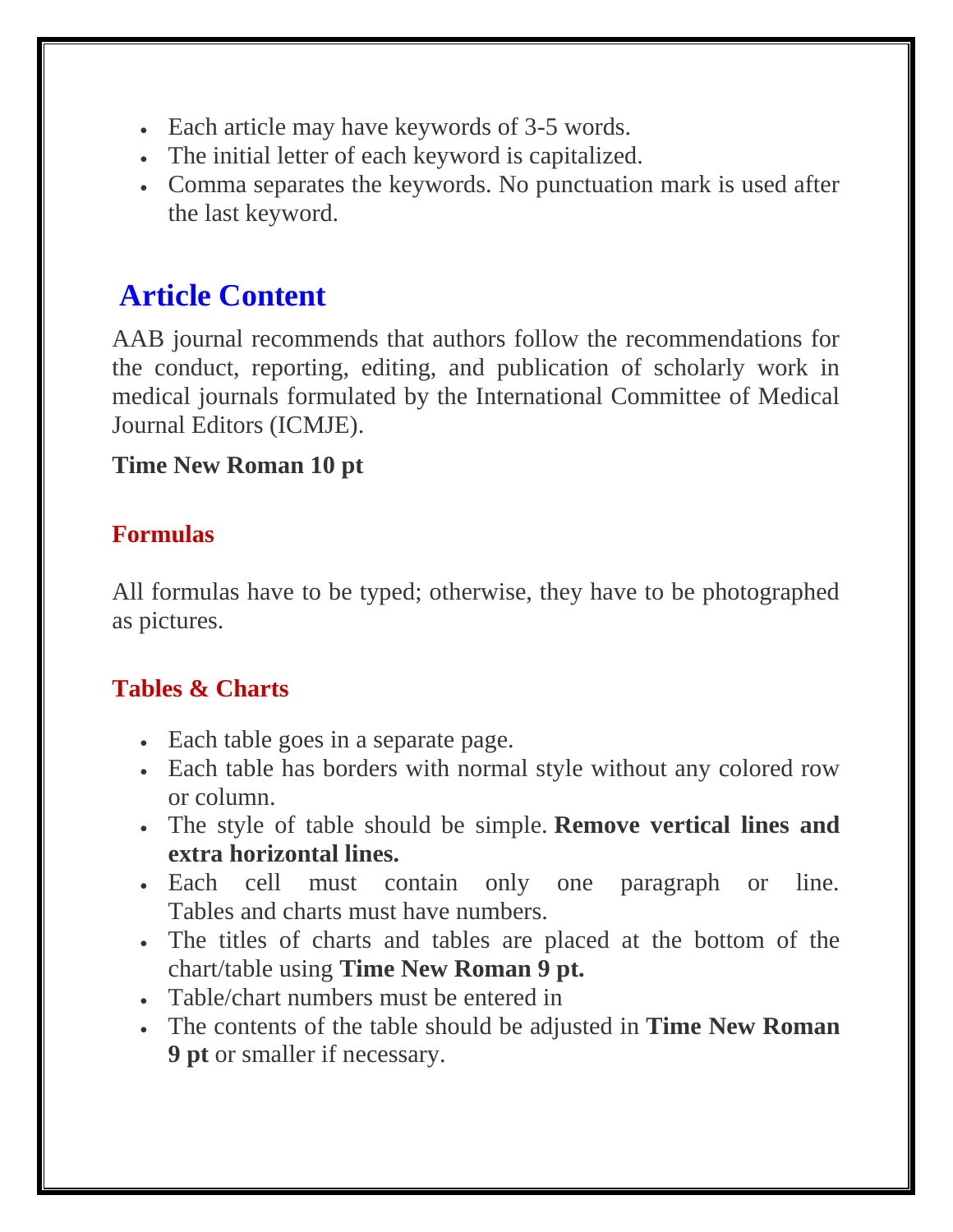- Each article may have keywords of 3-5 words.
- The initial letter of each keyword is capitalized.
- Comma separates the keywords. No punctuation mark is used after the last keyword.

## Article Content

AAB journal recommends that authors follow the recommendations for the conduct, reporting, editing, and publication of scholarly work in medical journals formulated by the International Committee of Medical Journal Editors (ICMJE).

**Time New Roman 10 pt**

### Formulas

All formulas have to be typed; otherwise, they have to be photographed as pictures.

### Tables & Charts

- Each table goes in a separate page.
- Each table has borders with normal style without any colored row or column.
- The style of table should be simple. **Remove vertical lines and extra horizontal lines.**
- Each cell must contain only one paragraph or line. Tables and charts must have numbers.
- The titles of charts and tables are placed at the bottom of the chart/table using **Time New Roman 9 pt.**
- Table/chart numbers must be entered in
- The contents of the table should be adjusted in **Time New Roman 9 pt** or smaller if necessary.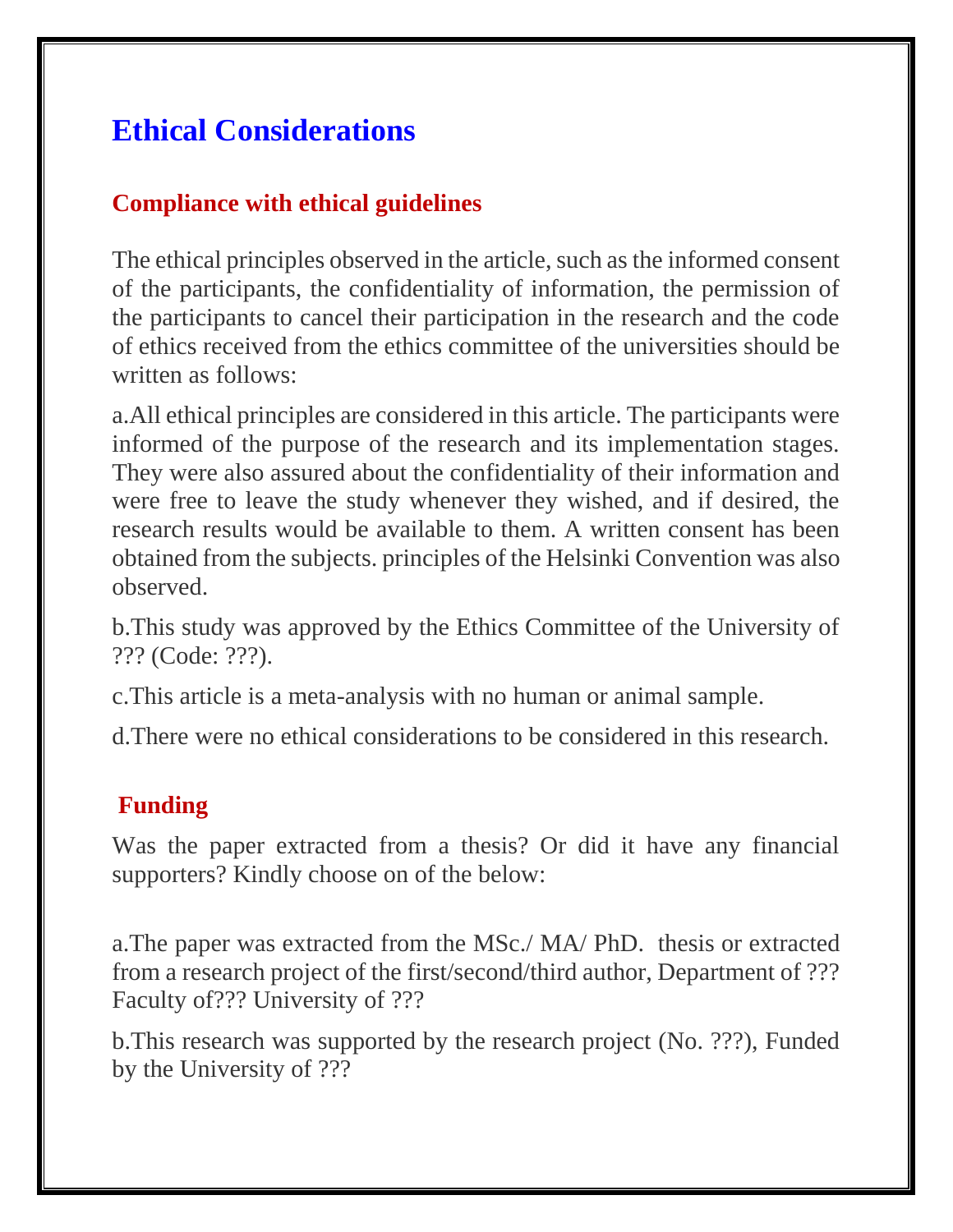# Ethical Considerations

## Compliance with ethical guidelines

The ethical principles observed in the article, such as the informed consent of the participants, the confidentiality of information, the permission of the participants to cancel their participation in the research and the code of ethics received from the ethics committee of the universities should be written as follows:

a.All ethical principles are considered in this article. The participants were informed of the purpose of the research and its implementation stages. They were also assured about the confidentiality of their information and were free to leave the study whenever they wished, and if desired, the research results would be available to them. A written consent has been obtained from the subjects. principles of the Helsinki Convention was also observed.

b.This study was approved by the Ethics Committee of the University of ??? (Code: ???).

c.This article is a meta-analysis with no human or animal sample.

d.There were no ethical considerations to be considered in this research.

## Funding

Was the paper extracted from a thesis? Or did it have any financial supporters? Kindly choose on of the below:

a.The paper was extracted from the MSc./ MA/ PhD. thesis or extracted from a research project of the first/second/third author, Department of ??? Faculty of??? University of ???

b.This research was supported by the research project (No. ???), Funded by the University of ???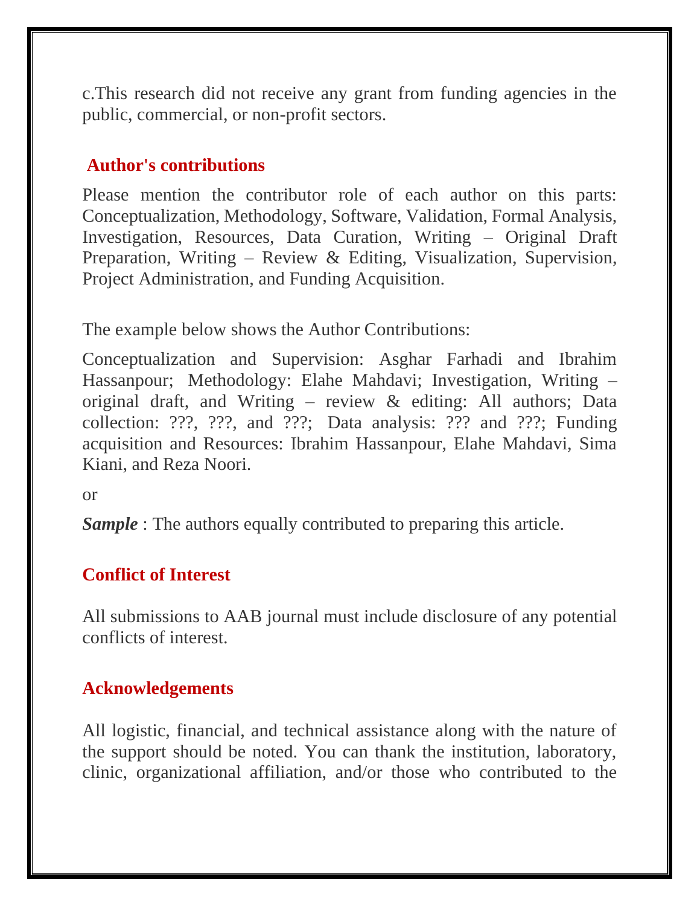c.This research did not receive any grant from funding agencies in the public, commercial, or non-profit sectors.

## Author's contributions

Please mention the contributor role of each author on this parts: Conceptualization, Methodology, Software, Validation, Formal Analysis, Investigation, Resources, Data Curation, Writing – Original Draft Preparation, Writing – Review & Editing, Visualization, Supervision, Project Administration, and Funding Acquisition.

The example below shows the Author Contributions:

Conceptualization and Supervision: Asghar Farhadi and Ibrahim Hassanpour; Methodology: Elahe Mahdavi; Investigation, Writing – original draft, and Writing – review & editing: All authors; Data collection: ???, ???, and ???; Data analysis: ??? and ???; Funding acquisition and Resources: Ibrahim Hassanpour, Elahe Mahdavi, Sima Kiani, and Reza Noori.

or

***Sample*** : The authors equally contributed to preparing this article.

## Conflict of Interest

All submissions to AAB journal must include disclosure of any potential conflicts of interest.

## Acknowledgements

All logistic, financial, and technical assistance along with the nature of the support should be noted. You can thank the institution, laboratory, clinic, organizational affiliation, and/or those who contributed to the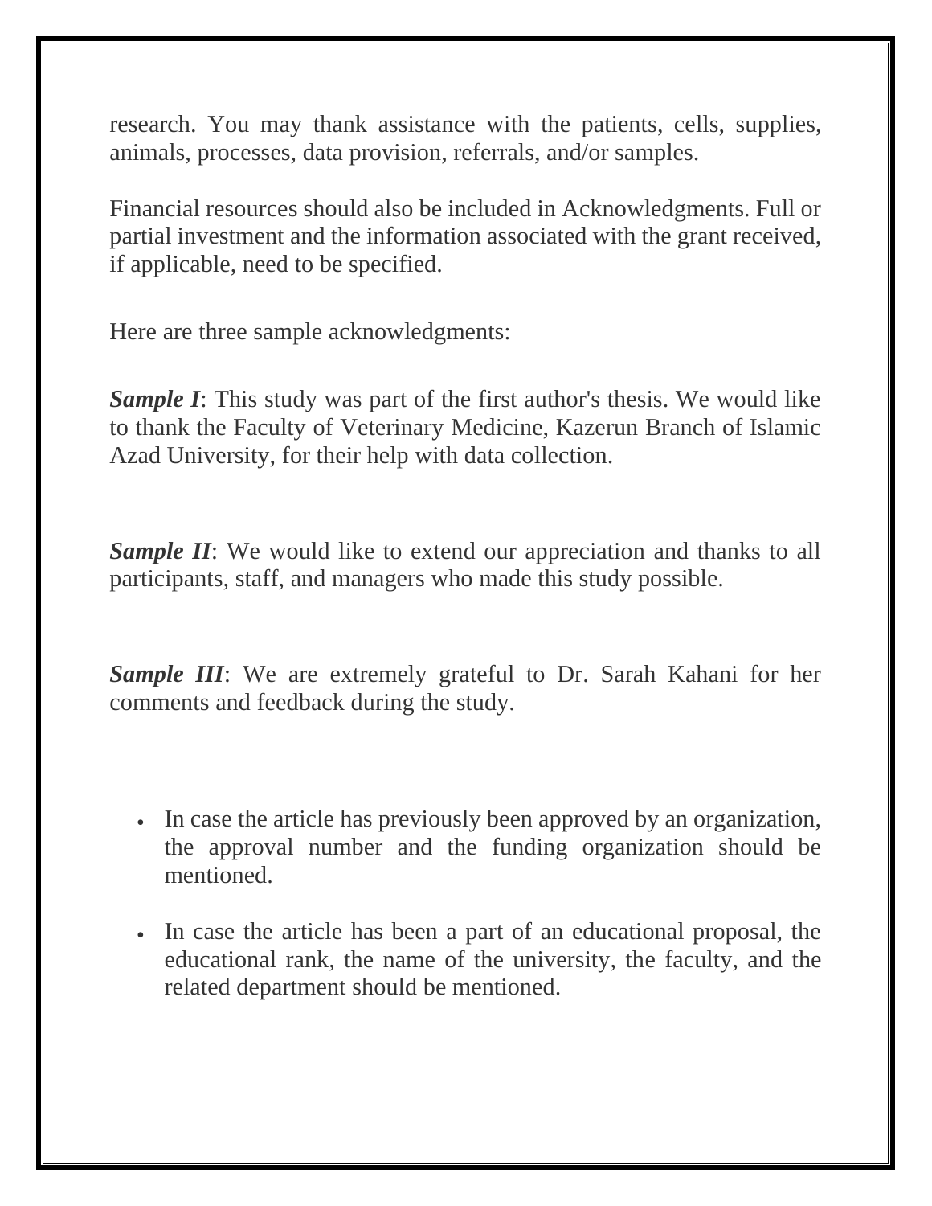research. You may thank assistance with the patients, cells, supplies, animals, processes, data provision, referrals, and/or samples.

Financial resources should also be included in Acknowledgments. Full or partial investment and the information associated with the grant received, if applicable, need to be specified.

Here are three sample acknowledgments:

***Sample I***: This study was part of the first author's thesis. We would like to thank the Faculty of Veterinary Medicine, Kazerun Branch of Islamic Azad University, for their help with data collection.

***Sample II***: We would like to extend our appreciation and thanks to all participants, staff, and managers who made this study possible.

***Sample III***: We are extremely grateful to Dr. Sarah Kahani for her comments and feedback during the study.

- In case the article has previously been approved by an organization, the approval number and the funding organization should be mentioned.
- In case the article has been a part of an educational proposal, the educational rank, the name of the university, the faculty, and the related department should be mentioned.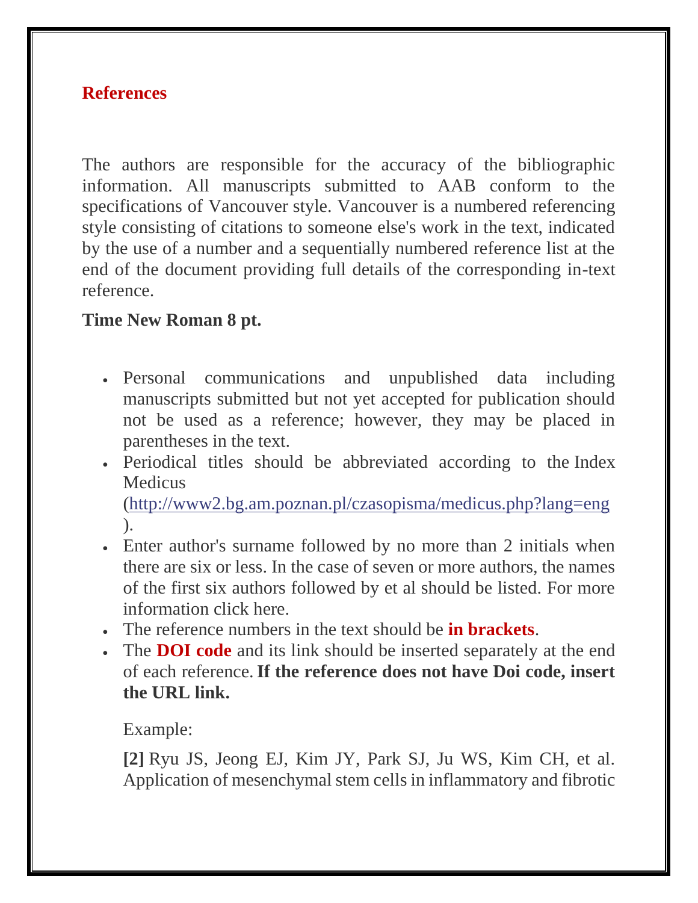## References

The authors are responsible for the accuracy of the bibliographic information. All manuscripts submitted to AAB conform to the specifications of Vancouver style. Vancouver is a numbered referencing style consisting of citations to someone else's work in the text, indicated by the use of a number and a sequentially numbered reference list at the end of the document providing full details of the corresponding in-text reference.

**Time New Roman 8 pt.**

- Personal communications and unpublished data including manuscripts submitted but not yet accepted for publication should not be used as a reference; however, they may be placed in parentheses in the text.
- Periodical titles should be abbreviated according to the Index Medicus (http://www2.bg.am.poznan.pl/czasopisma/medicus.php?lang=eng).
- Enter author's surname followed by no more than 2 initials when there are six or less. In the case of seven or more authors, the names of the first six authors followed by et al should be listed. For more information click here.
- The reference numbers in the text should be **in brackets**.
- The **DOI code** and its link should be inserted separately at the end of each reference. **If the reference does not have Doi code, insert the URL link.**

  Example:

  **[2]** Ryu JS, Jeong EJ, Kim JY, Park SJ, Ju WS, Kim CH, et al. Application of mesenchymal stem cells in inflammatory and fibrotic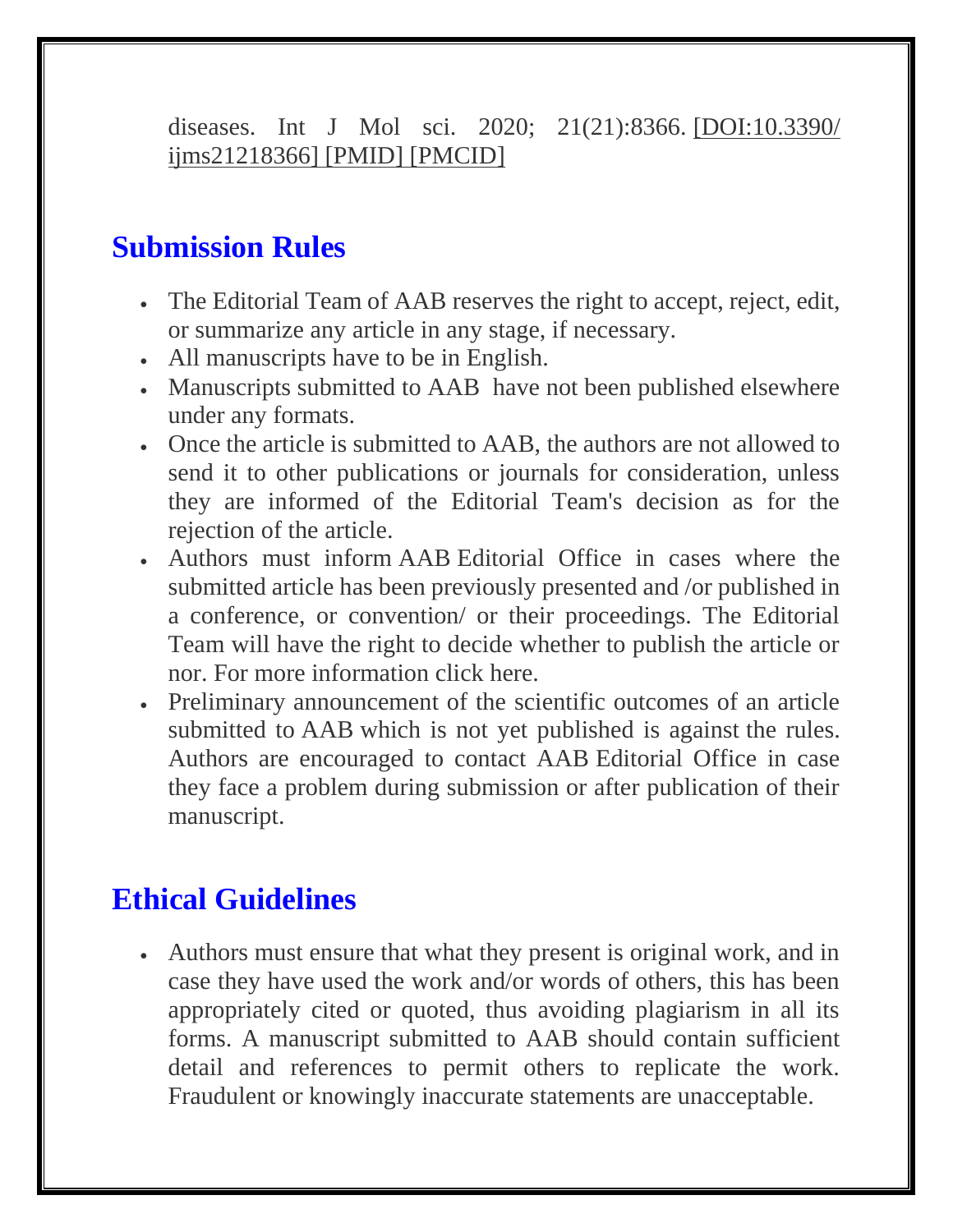diseases. Int J Mol sci. 2020; 21(21):8366. [DOI:10.3390/ijms21218366] [PMID] [PMCID]

## Submission Rules

- The Editorial Team of AAB reserves the right to accept, reject, edit, or summarize any article in any stage, if necessary.
- All manuscripts have to be in English.
- Manuscripts submitted to AAB have not been published elsewhere under any formats.
- Once the article is submitted to AAB, the authors are not allowed to send it to other publications or journals for consideration, unless they are informed of the Editorial Team's decision as for the rejection of the article.
- Authors must inform AAB Editorial Office in cases where the submitted article has been previously presented and /or published in a conference, or convention/ or their proceedings. The Editorial Team will have the right to decide whether to publish the article or nor. For more information click here.
- Preliminary announcement of the scientific outcomes of an article submitted to AAB which is not yet published is against the rules. Authors are encouraged to contact AAB Editorial Office in case they face a problem during submission or after publication of their manuscript.

## Ethical Guidelines

- Authors must ensure that what they present is original work, and in case they have used the work and/or words of others, this has been appropriately cited or quoted, thus avoiding plagiarism in all its forms. A manuscript submitted to AAB should contain sufficient detail and references to permit others to replicate the work. Fraudulent or knowingly inaccurate statements are unacceptable.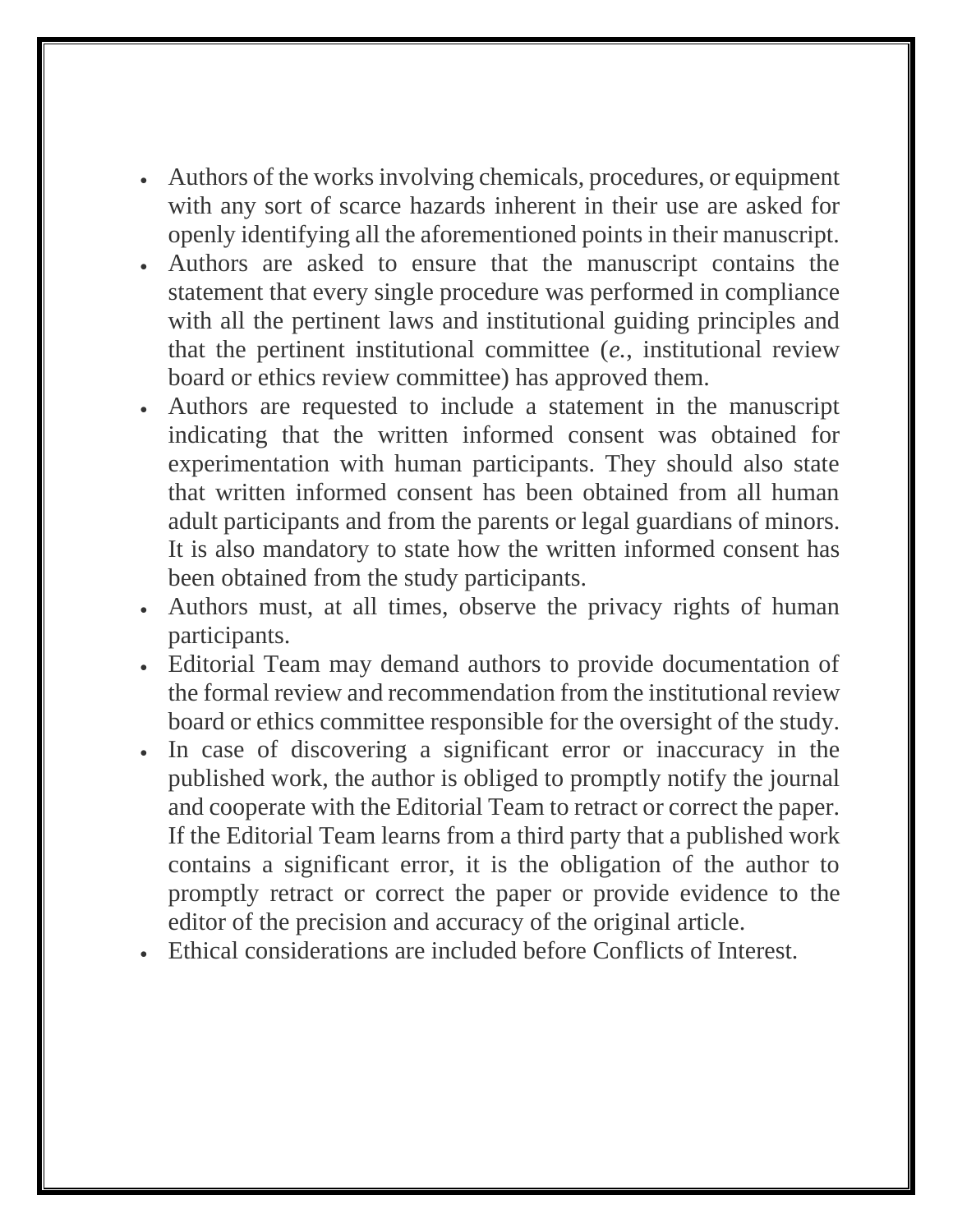- Authors of the works involving chemicals, procedures, or equipment with any sort of scarce hazards inherent in their use are asked for openly identifying all the aforementioned points in their manuscript.
- Authors are asked to ensure that the manuscript contains the statement that every single procedure was performed in compliance with all the pertinent laws and institutional guiding principles and that the pertinent institutional committee (*e.*, institutional review board or ethics review committee) has approved them.
- Authors are requested to include a statement in the manuscript indicating that the written informed consent was obtained for experimentation with human participants. They should also state that written informed consent has been obtained from all human adult participants and from the parents or legal guardians of minors. It is also mandatory to state how the written informed consent has been obtained from the study participants.
- Authors must, at all times, observe the privacy rights of human participants.
- Editorial Team may demand authors to provide documentation of the formal review and recommendation from the institutional review board or ethics committee responsible for the oversight of the study.
- In case of discovering a significant error or inaccuracy in the published work, the author is obliged to promptly notify the journal and cooperate with the Editorial Team to retract or correct the paper. If the Editorial Team learns from a third party that a published work contains a significant error, it is the obligation of the author to promptly retract or correct the paper or provide evidence to the editor of the precision and accuracy of the original article.
- Ethical considerations are included before Conflicts of Interest.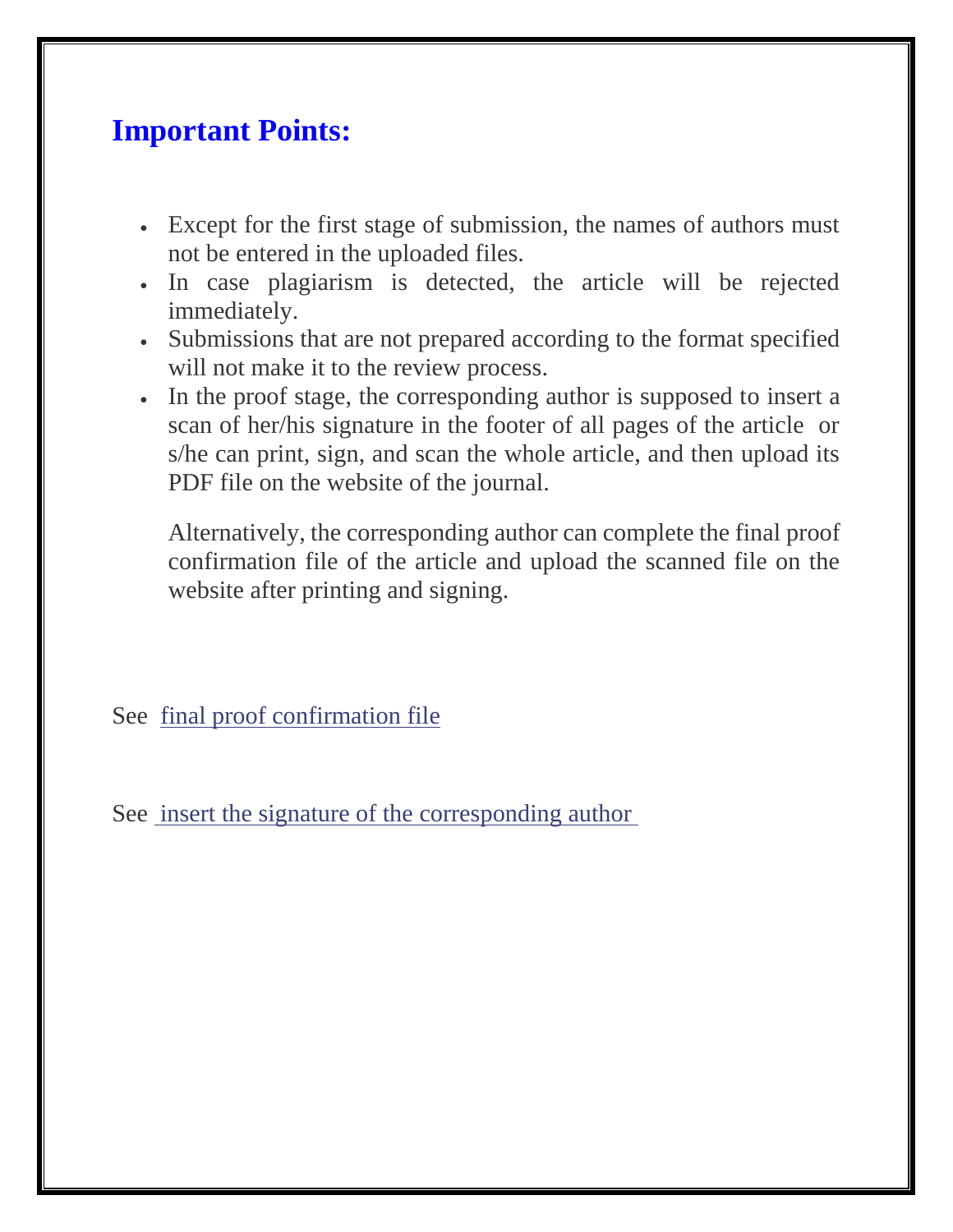## Important Points:

- Except for the first stage of submission, the names of authors must not be entered in the uploaded files.
- In case plagiarism is detected, the article will be rejected immediately.
- Submissions that are not prepared according to the format specified will not make it to the review process.
- In the proof stage, the corresponding author is supposed to insert a scan of her/his signature in the footer of all pages of the article or s/he can print, sign, and scan the whole article, and then upload its PDF file on the website of the journal.

  Alternatively, the corresponding author can complete the final proof confirmation file of the article and upload the scanned file on the website after printing and signing.

See final proof confirmation file

See insert the signature of the corresponding author